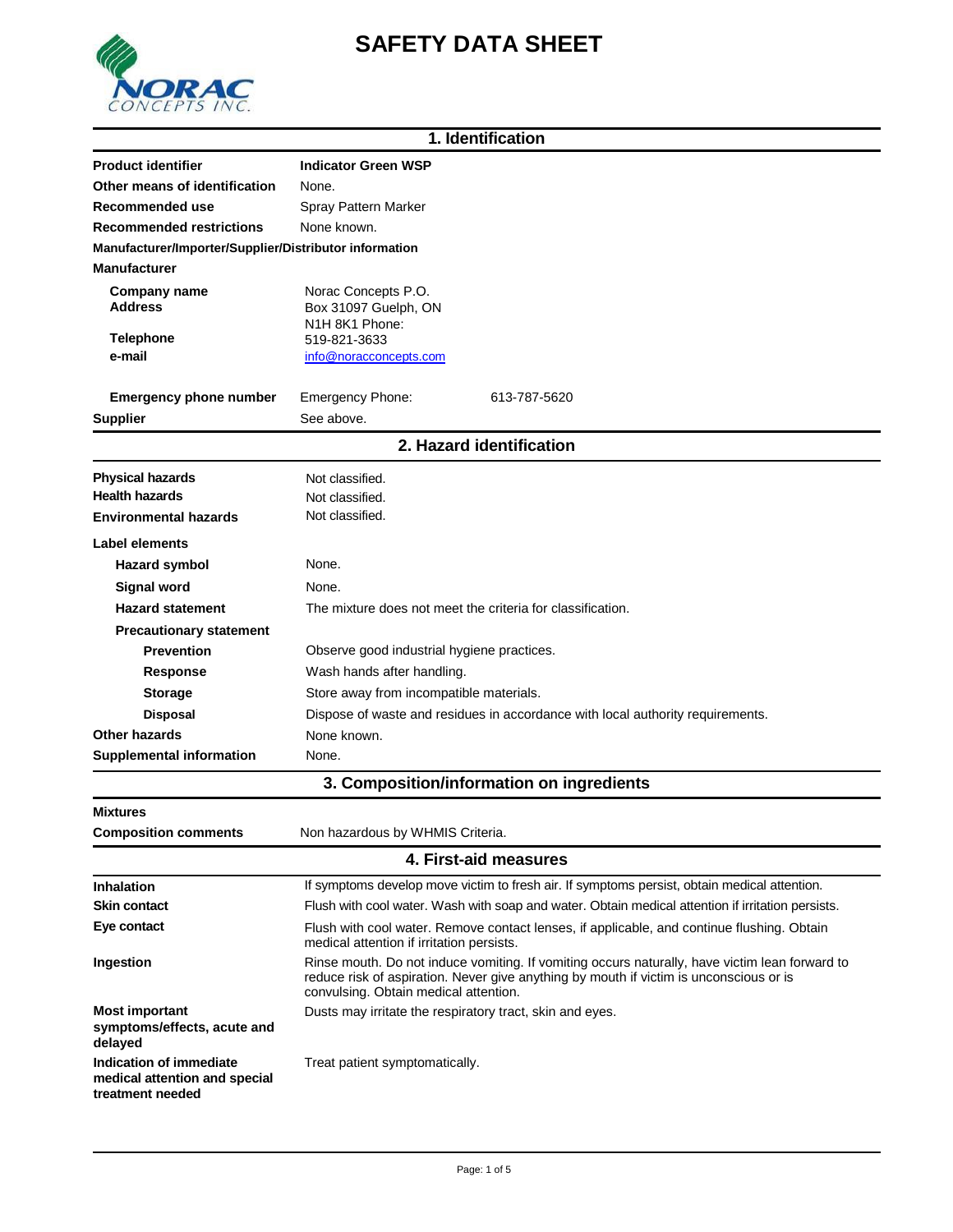# SAFETY DATA SHEET

## 1. Identification

| | |
|---|---|
| **Product identifier** | **Indicator Green WSP** |
| **Other means of identification** | None. |
| **Recommended use** | Spray Pattern Marker |
| **Recommended restrictions** | None known. |

**Manufacturer/Importer/Supplier/Distributor information**

**Manufacturer**

| | |
|---|---|
| **Company name** | Norac Concepts P.O. |
| **Address** | Box 31097 Guelph, ON N1H 8K1 Phone: |
| **Telephone** | 519-821-3633 |
| **e-mail** | info@noracconcepts.com |
| **Emergency phone number** | Emergency Phone: 613-787-5620 |
| **Supplier** | See above. |

## 2. Hazard identification

| | |
|---|---|
| **Physical hazards** | Not classified. |
| **Health hazards** | Not classified. |
| **Environmental hazards** | Not classified. |

**Label elements**

| | |
|---|---|
| **Hazard symbol** | None. |
| **Signal word** | None. |
| **Hazard statement** | The mixture does not meet the criteria for classification. |

**Precautionary statement**

| | |
|---|---|
| **Prevention** | Observe good industrial hygiene practices. |
| **Response** | Wash hands after handling. |
| **Storage** | Store away from incompatible materials. |
| **Disposal** | Dispose of waste and residues in accordance with local authority requirements. |
| **Other hazards** | None known. |
| **Supplemental information** | None. |

## 3. Composition/information on ingredients

**Mixtures**

| | |
|---|---|
| **Composition comments** | Non hazardous by WHMIS Criteria. |

## 4. First-aid measures

| | |
|---|---|
| **Inhalation** | If symptoms develop move victim to fresh air. If symptoms persist, obtain medical attention. |
| **Skin contact** | Flush with cool water. Wash with soap and water. Obtain medical attention if irritation persists. |
| **Eye contact** | Flush with cool water. Remove contact lenses, if applicable, and continue flushing. Obtain medical attention if irritation persists. |
| **Ingestion** | Rinse mouth. Do not induce vomiting. If vomiting occurs naturally, have victim lean forward to reduce risk of aspiration. Never give anything by mouth if victim is unconscious or is convulsing. Obtain medical attention. |
| **Most important symptoms/effects, acute and delayed** | Dusts may irritate the respiratory tract, skin and eyes. |
| **Indication of immediate medical attention and special treatment needed** | Treat patient symptomatically. |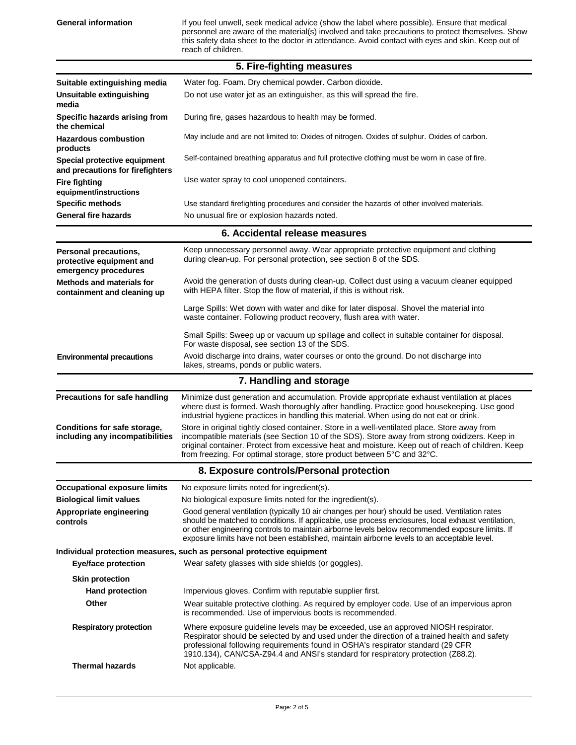**General information** If you feel unwell, seek medical advice (show the label where possible). Ensure that medical personnel are aware of the material(s) involved and take precautions to protect themselves. Show this safety data sheet to the doctor in attendance. Avoid contact with eyes and skin. Keep out of reach of children.

## 5. Fire-fighting measures

| | |
|---|---|
| **Suitable extinguishing media** | Water fog. Foam. Dry chemical powder. Carbon dioxide. |
| **Unsuitable extinguishing media** | Do not use water jet as an extinguisher, as this will spread the fire. |
| **Specific hazards arising from the chemical** | During fire, gases hazardous to health may be formed. |
| **Hazardous combustion products** | May include and are not limited to: Oxides of nitrogen. Oxides of sulphur. Oxides of carbon. |
| **Special protective equipment and precautions for firefighters** | Self-contained breathing apparatus and full protective clothing must be worn in case of fire. |
| **Fire fighting equipment/instructions** | Use water spray to cool unopened containers. |
| **Specific methods** | Use standard firefighting procedures and consider the hazards of other involved materials. |
| **General fire hazards** | No unusual fire or explosion hazards noted. |

## 6. Accidental release measures

| | |
|---|---|
| **Personal precautions, protective equipment and emergency procedures** | Keep unnecessary personnel away. Wear appropriate protective equipment and clothing during clean-up. For personal protection, see section 8 of the SDS. |
| **Methods and materials for containment and cleaning up** | Avoid the generation of dusts during clean-up. Collect dust using a vacuum cleaner equipped with HEPA filter. Stop the flow of material, if this is without risk.<br><br>Large Spills: Wet down with water and dike for later disposal. Shovel the material into waste container. Following product recovery, flush area with water.<br><br>Small Spills: Sweep up or vacuum up spillage and collect in suitable container for disposal. For waste disposal, see section 13 of the SDS. |
| **Environmental precautions** | Avoid discharge into drains, water courses or onto the ground. Do not discharge into lakes, streams, ponds or public waters. |

## 7. Handling and storage

| | |
|---|---|
| **Precautions for safe handling** | Minimize dust generation and accumulation. Provide appropriate exhaust ventilation at places where dust is formed. Wash thoroughly after handling. Practice good housekeeping. Use good industrial hygiene practices in handling this material. When using do not eat or drink. |
| **Conditions for safe storage, including any incompatibilities** | Store in original tightly closed container. Store in a well-ventilated place. Store away from incompatible materials (see Section 10 of the SDS). Store away from strong oxidizers. Keep in original container. Protect from excessive heat and moisture. Keep out of reach of children. Keep from freezing. For optimal storage, store product between 5°C and 32°C. |

## 8. Exposure controls/Personal protection

| | |
|---|---|
| **Occupational exposure limits** | No exposure limits noted for ingredient(s). |
| **Biological limit values** | No biological exposure limits noted for the ingredient(s). |
| **Appropriate engineering controls** | Good general ventilation (typically 10 air changes per hour) should be used. Ventilation rates should be matched to conditions. If applicable, use process enclosures, local exhaust ventilation, or other engineering controls to maintain airborne levels below recommended exposure limits. If exposure limits have not been established, maintain airborne levels to an acceptable level. |

**Individual protection measures, such as personal protective equipment**

| | |
|---|---|
| **Eye/face protection** | Wear safety glasses with side shields (or goggles). |
| **Skin protection** | |
| **Hand protection** | Impervious gloves. Confirm with reputable supplier first. |
| **Other** | Wear suitable protective clothing. As required by employer code. Use of an impervious apron is recommended. Use of impervious boots is recommended. |
| **Respiratory protection** | Where exposure guideline levels may be exceeded, use an approved NIOSH respirator. Respirator should be selected by and used under the direction of a trained health and safety professional following requirements found in OSHA's respirator standard (29 CFR 1910.134), CAN/CSA-Z94.4 and ANSI's standard for respiratory protection (Z88.2). |
| **Thermal hazards** | Not applicable. |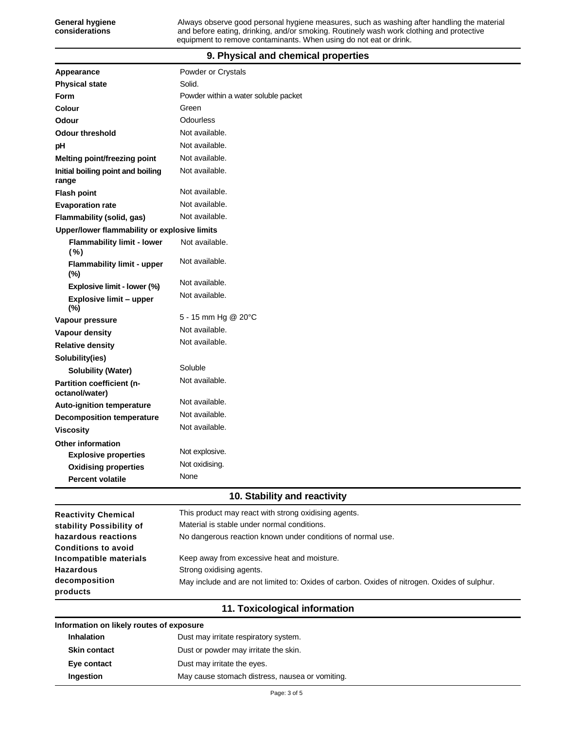| | |
|---|---|
| **General hygiene considerations** | Always observe good personal hygiene measures, such as washing after handling the material and before eating, drinking, and/or smoking. Routinely wash work clothing and protective equipment to remove contaminants. When using do not eat or drink. |

## 9. Physical and chemical properties

| | |
|---|---|
| **Appearance** | Powder or Crystals |
| **Physical state** | Solid. |
| **Form** | Powder within a water soluble packet |
| **Colour** | Green |
| **Odour** | Odourless |
| **Odour threshold** | Not available. |
| **pH** | Not available. |
| **Melting point/freezing point** | Not available. |
| **Initial boiling point and boiling range** | Not available. |
| **Flash point** | Not available. |
| **Evaporation rate** | Not available. |
| **Flammability (solid, gas)** | Not available. |
| **Upper/lower flammability or explosive limits** | |
| **Flammability limit - lower (%)** | Not available. |
| **Flammability limit - upper (%)** | Not available. |
| **Explosive limit - lower (%)** | Not available. |
| **Explosive limit – upper (%)** | Not available. |
| **Vapour pressure** | 5 - 15 mm Hg @ 20°C |
| **Vapour density** | Not available. |
| **Relative density** | Not available. |
| **Solubility(ies)** | |
| **Solubility (Water)** | Soluble |
| **Partition coefficient (n-octanol/water)** | Not available. |
| **Auto-ignition temperature** | Not available. |
| **Decomposition temperature** | Not available. |
| **Viscosity** | Not available. |
| **Other information** | |
| **Explosive properties** | Not explosive. |
| **Oxidising properties** | Not oxidising. |
| **Percent volatile** | None |

## 10. Stability and reactivity

| | |
|---|---|
| **Reactivity** | This product may react with strong oxidising agents. |
| **Chemical stability** | Material is stable under normal conditions. |
| **Possibility of hazardous reactions** | No dangerous reaction known under conditions of normal use. |
| **Conditions to avoid** | Keep away from excessive heat and moisture. |
| **Incompatible materials** | Strong oxidising agents. |
| **Hazardous decomposition products** | May include and are not limited to: Oxides of carbon. Oxides of nitrogen. Oxides of sulphur. |

## 11. Toxicological information

**Information on likely routes of exposure**

| | |
|---|---|
| **Inhalation** | Dust may irritate respiratory system. |
| **Skin contact** | Dust or powder may irritate the skin. |
| **Eye contact** | Dust may irritate the eyes. |
| **Ingestion** | May cause stomach distress, nausea or vomiting. |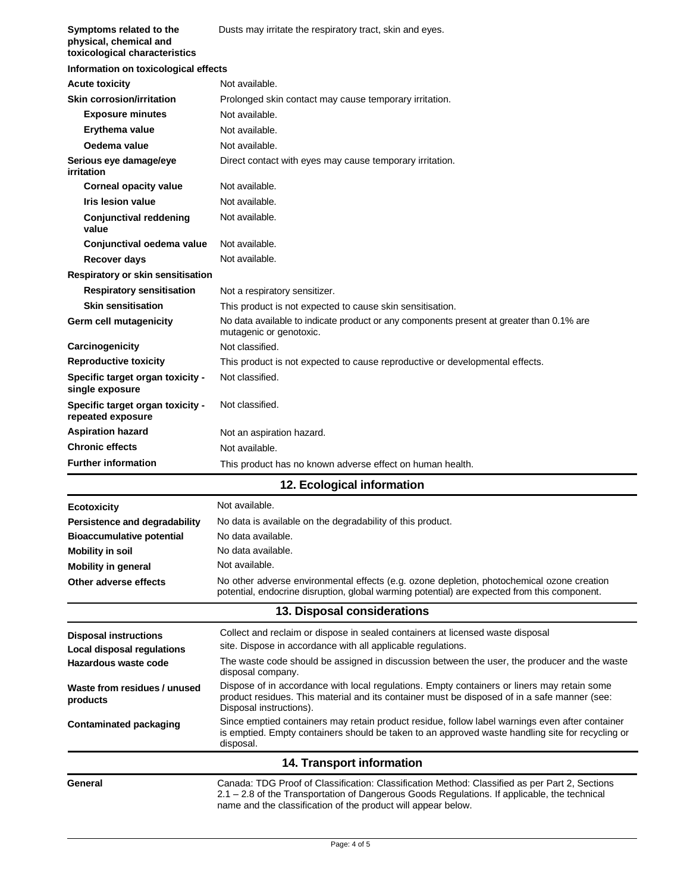| | |
|---|---|
| **Symptoms related to the physical, chemical and toxicological characteristics** | Dusts may irritate the respiratory tract, skin and eyes. |

**Information on toxicological effects**

| | |
|---|---|
| **Acute toxicity** | Not available. |
| **Skin corrosion/irritation** | Prolonged skin contact may cause temporary irritation. |
| **Exposure minutes** | Not available. |
| **Erythema value** | Not available. |
| **Oedema value** | Not available. |
| **Serious eye damage/eye irritation** | Direct contact with eyes may cause temporary irritation. |
| **Corneal opacity value** | Not available. |
| **Iris lesion value** | Not available. |
| **Conjunctival reddening value** | Not available. |
| **Conjunctival oedema value** | Not available. |
| **Recover days** | Not available. |
| **Respiratory or skin sensitisation** | |
| **Respiratory sensitisation** | Not a respiratory sensitizer. |
| **Skin sensitisation** | This product is not expected to cause skin sensitisation. |
| **Germ cell mutagenicity** | No data available to indicate product or any components present at greater than 0.1% are mutagenic or genotoxic. |
| **Carcinogenicity** | Not classified. |
| **Reproductive toxicity** | This product is not expected to cause reproductive or developmental effects. |
| **Specific target organ toxicity - single exposure** | Not classified. |
| **Specific target organ toxicity - repeated exposure** | Not classified. |
| **Aspiration hazard** | Not an aspiration hazard. |
| **Chronic effects** | Not available. |
| **Further information** | This product has no known adverse effect on human health. |

## 12. Ecological information

| | |
|---|---|
| **Ecotoxicity** | Not available. |
| **Persistence and degradability** | No data is available on the degradability of this product. |
| **Bioaccumulative potential** | No data available. |
| **Mobility in soil** | No data available. |
| **Mobility in general** | Not available. |
| **Other adverse effects** | No other adverse environmental effects (e.g. ozone depletion, photochemical ozone creation potential, endocrine disruption, global warming potential) are expected from this component. |

## 13. Disposal considerations

| | |
|---|---|
| **Disposal instructions** | Collect and reclaim or dispose in sealed containers at licensed waste disposal |
| **Local disposal regulations** | site. Dispose in accordance with all applicable regulations. |
| **Hazardous waste code** | The waste code should be assigned in discussion between the user, the producer and the waste disposal company. |
| **Waste from residues / unused products** | Dispose of in accordance with local regulations. Empty containers or liners may retain some product residues. This material and its container must be disposed of in a safe manner (see: Disposal instructions). |
| **Contaminated packaging** | Since emptied containers may retain product residue, follow label warnings even after container is emptied. Empty containers should be taken to an approved waste handling site for recycling or disposal. |

## 14. Transport information

| | |
|---|---|
| **General** | Canada: TDG Proof of Classification: Classification Method: Classified as per Part 2, Sections 2.1 – 2.8 of the Transportation of Dangerous Goods Regulations. If applicable, the technical name and the classification of the product will appear below. |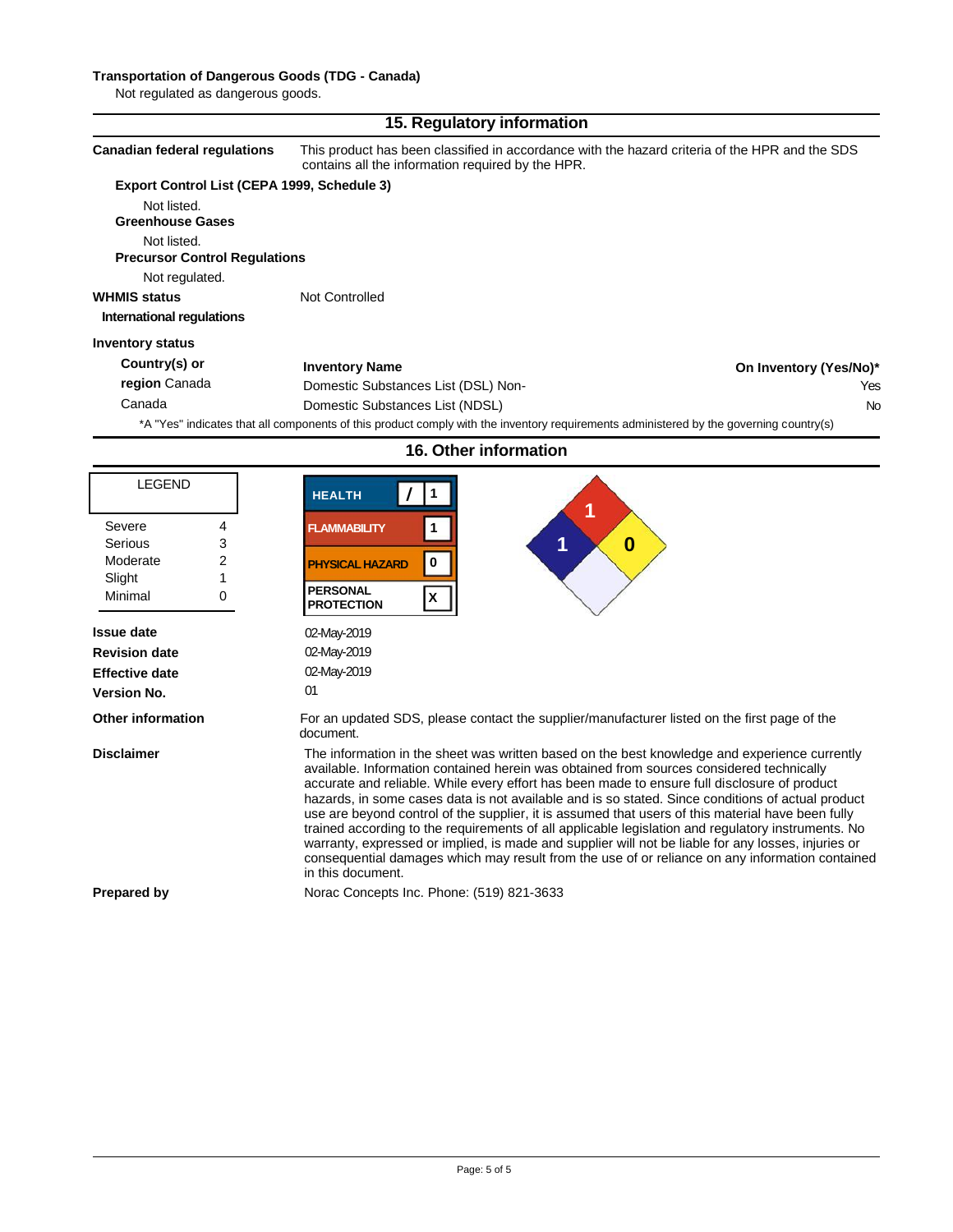**Transportation of Dangerous Goods (TDG - Canada)**

Not regulated as dangerous goods.

## 15. Regulatory information

**Canadian federal regulations** This product has been classified in accordance with the hazard criteria of the HPR and the SDS contains all the information required by the HPR.

**Export Control List (CEPA 1999, Schedule 3)**

Not listed.

**Greenhouse Gases**

Not listed.

**Precursor Control Regulations**

Not regulated.

**WHMIS status** Not Controlled

**International regulations**

**Inventory status**

| Country(s) or region | Inventory Name | On Inventory (Yes/No)* |
|---|---|---|
| Canada | Domestic Substances List (DSL) Non- | Yes |
| Canada | Domestic Substances List (NDSL) | No |

*A "Yes" indicates that all components of this product comply with the inventory requirements administered by the governing country(s)

## 16. Other information

| LEGEND | |
|---|---|
| Severe | 4 |
| Serious | 3 |
| Moderate | 2 |
| Slight | 1 |
| Minimal | 0 |

| | |
|---|---|
| HEALTH | / 1 |
| FLAMMABILITY | 1 |
| PHYSICAL HAZARD | 0 |
| PERSONAL PROTECTION | X |

1

1 0

**Issue date** 02-May-2019

**Revision date** 02-May-2019

**Effective date** 02-May-2019

**Version No.** 01

**Other information** For an updated SDS, please contact the supplier/manufacturer listed on the first page of the document.

**Disclaimer** The information in the sheet was written based on the best knowledge and experience currently available. Information contained herein was obtained from sources considered technically accurate and reliable. While every effort has been made to ensure full disclosure of product hazards, in some cases data is not available and is so stated. Since conditions of actual product use are beyond control of the supplier, it is assumed that users of this material have been fully trained according to the requirements of all applicable legislation and regulatory instruments. No warranty, expressed or implied, is made and supplier will not be liable for any losses, injuries or consequential damages which may result from the use of or reliance on any information contained in this document.

**Prepared by** Norac Concepts Inc. Phone: (519) 821-3633